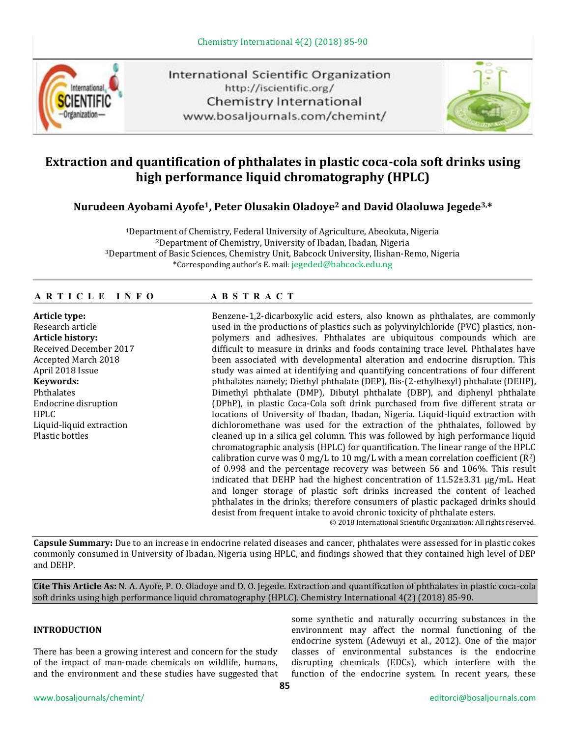# Extraction and quantification of phthalates in plastic coca-cola soft drinks using high performance liquid chromatography (HPLC)

**Nurudeen Ayobami Ayofe[1], Peter Olusakin Oladoye[2] and David Olaoluwa Jegede[3,*]**

[1]Department of Chemistry, Federal University of Agriculture, Abeokuta, Nigeria
[2]Department of Chemistry, University of Ibadan, Ibadan, Nigeria
[3]Department of Basic Sciences, Chemistry Unit, Babcock University, Ilishan-Remo, Nigeria
*Corresponding author's E. mail: jegeded@babcock.edu.ng

## ARTICLE INFO

**Article type:**
Research article
**Article history:**
Received December 2017
Accepted March 2018
April 2018 Issue
**Keywords:**
Phthalates
Endocrine disruption
HPLC
Liquid-liquid extraction
Plastic bottles

## ABSTRACT

Benzene-1,2-dicarboxylic acid esters, also known as phthalates, are commonly used in the productions of plastics such as polyvinylchloride (PVC) plastics, non-polymers and adhesives. Phthalates are ubiquitous compounds which are difficult to measure in drinks and foods containing trace level. Phthalates have been associated with developmental alteration and endocrine disruption. This study was aimed at identifying and quantifying concentrations of four different phthalates namely; Diethyl phthalate (DEP), Bis-(2-ethylhexyl) phthalate (DEHP), Dimethyl phthalate (DMP), Dibutyl phthalate (DBP), and diphenyl phthalate (DPhP), in plastic Coca-Cola soft drink purchased from five different strata or locations of University of Ibadan, Ibadan, Nigeria. Liquid-liquid extraction with dichloromethane was used for the extraction of the phthalates, followed by cleaned up in a silica gel column. This was followed by high performance liquid chromatographic analysis (HPLC) for quantification. The linear range of the HPLC calibration curve was 0 mg/L to 10 mg/L with a mean correlation coefficient ($R^2$) of 0.998 and the percentage recovery was between 56 and 106%. This result indicated that DEHP had the highest concentration of 11.52±3.31 μg/mL. Heat and longer storage of plastic soft drinks increased the content of leached phthalates in the drinks; therefore consumers of plastic packaged drinks should desist from frequent intake to avoid chronic toxicity of phthalate esters.

© 2018 International Scientific Organization: All rights reserved.

**Capsule Summary:** Due to an increase in endocrine related diseases and cancer, phthalates were assessed for in plastic cokes commonly consumed in University of Ibadan, Nigeria using HPLC, and findings showed that they contained high level of DEP and DEHP.

**Cite This Article As:** N. A. Ayofe, P. O. Oladoye and D. O. Jegede. Extraction and quantification of phthalates in plastic coca-cola soft drinks using high performance liquid chromatography (HPLC). Chemistry International 4(2) (2018) 85-90.

## INTRODUCTION

There has been a growing interest and concern for the study of the impact of man-made chemicals on wildlife, humans, and the environment and these studies have suggested that some synthetic and naturally occurring substances in the environment may affect the normal functioning of the endocrine system (Adewuyi et al., 2012). One of the major classes of environmental substances is the endocrine disrupting chemicals (EDCs), which interfere with the function of the endocrine system. In recent years, these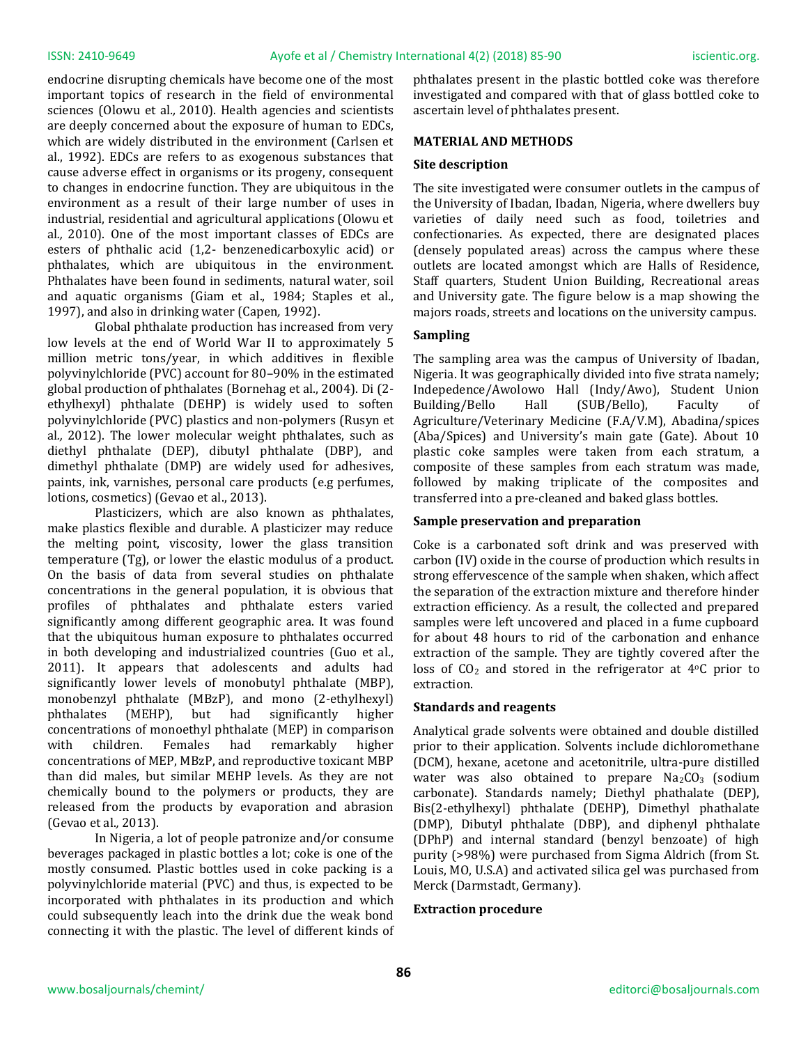endocrine disrupting chemicals have become one of the most important topics of research in the field of environmental sciences (Olowu et al., 2010). Health agencies and scientists are deeply concerned about the exposure of human to EDCs, which are widely distributed in the environment (Carlsen et al., 1992). EDCs are refers to as exogenous substances that cause adverse effect in organisms or its progeny, consequent to changes in endocrine function. They are ubiquitous in the environment as a result of their large number of uses in industrial, residential and agricultural applications (Olowu et al., 2010). One of the most important classes of EDCs are esters of phthalic acid (1,2- benzenedicarboxylic acid) or phthalates, which are ubiquitous in the environment. Phthalates have been found in sediments, natural water, soil and aquatic organisms (Giam et al., 1984; Staples et al., 1997), and also in drinking water (Capen, 1992).

Global phthalate production has increased from very low levels at the end of World War II to approximately 5 million metric tons/year, in which additives in flexible polyvinylchloride (PVC) account for 80–90% in the estimated global production of phthalates (Bornehag et al., 2004). Di (2-ethylhexyl) phthalate (DEHP) is widely used to soften polyvinylchloride (PVC) plastics and non-polymers (Rusyn et al., 2012). The lower molecular weight phthalates, such as diethyl phthalate (DEP), dibutyl phthalate (DBP), and dimethyl phthalate (DMP) are widely used for adhesives, paints, ink, varnishes, personal care products (e.g perfumes, lotions, cosmetics) (Gevao et al., 2013).

Plasticizers, which are also known as phthalates, make plastics flexible and durable. A plasticizer may reduce the melting point, viscosity, lower the glass transition temperature (Tg), or lower the elastic modulus of a product. On the basis of data from several studies on phthalate concentrations in the general population, it is obvious that profiles of phthalates and phthalate esters varied significantly among different geographic area. It was found that the ubiquitous human exposure to phthalates occurred in both developing and industrialized countries (Guo et al., 2011). It appears that adolescents and adults had significantly lower levels of monobutyl phthalate (MBP), monobenzyl phthalate (MBzP), and mono (2-ethylhexyl) phthalates (MEHP), but had significantly higher concentrations of monoethyl phthalate (MEP) in comparison with children. Females had remarkably higher concentrations of MEP, MBzP, and reproductive toxicant MBP than did males, but similar MEHP levels. As they are not chemically bound to the polymers or products, they are released from the products by evaporation and abrasion (Gevao et al., 2013).

In Nigeria, a lot of people patronize and/or consume beverages packaged in plastic bottles a lot; coke is one of the mostly consumed. Plastic bottles used in coke packing is a polyvinylchloride material (PVC) and thus, is expected to be incorporated with phthalates in its production and which could subsequently leach into the drink due the weak bond connecting it with the plastic. The level of different kinds of phthalates present in the plastic bottled coke was therefore investigated and compared with that of glass bottled coke to ascertain level of phthalates present.

## MATERIAL AND METHODS

### Site description

The site investigated were consumer outlets in the campus of the University of Ibadan, Ibadan, Nigeria, where dwellers buy varieties of daily need such as food, toiletries and confectionaries. As expected, there are designated places (densely populated areas) across the campus where these outlets are located amongst which are Halls of Residence, Staff quarters, Student Union Building, Recreational areas and University gate. The figure below is a map showing the majors roads, streets and locations on the university campus.

### Sampling

The sampling area was the campus of University of Ibadan, Nigeria. It was geographically divided into five strata namely; Indepedence/Awolowo Hall (Indy/Awo), Student Union Building/Bello Hall (SUB/Bello), Faculty of Agriculture/Veterinary Medicine (F.A/V.M), Abadina/spices (Aba/Spices) and University's main gate (Gate). About 10 plastic coke samples were taken from each stratum, a composite of these samples from each stratum was made, followed by making triplicate of the composites and transferred into a pre-cleaned and baked glass bottles.

### Sample preservation and preparation

Coke is a carbonated soft drink and was preserved with carbon (IV) oxide in the course of production which results in strong effervescence of the sample when shaken, which affect the separation of the extraction mixture and therefore hinder extraction efficiency. As a result, the collected and prepared samples were left uncovered and placed in a fume cupboard for about 48 hours to rid of the carbonation and enhance extraction of the sample. They are tightly covered after the loss of $CO_2$ and stored in the refrigerator at 4°C prior to extraction.

### Standards and reagents

Analytical grade solvents were obtained and double distilled prior to their application. Solvents include dichloromethane (DCM), hexane, acetone and acetonitrile, ultra-pure distilled water was also obtained to prepare $Na_2CO_3$ (sodium carbonate). Standards namely; Diethyl phathalate (DEP), Bis(2-ethylhexyl) phthalate (DEHP), Dimethyl phathalate (DMP), Dibutyl phthalate (DBP), and diphenyl phthalate (DPhP) and internal standard (benzyl benzoate) of high purity (>98%) were purchased from Sigma Aldrich (from St. Louis, MO, U.S.A) and activated silica gel was purchased from Merck (Darmstadt, Germany).

### Extraction procedure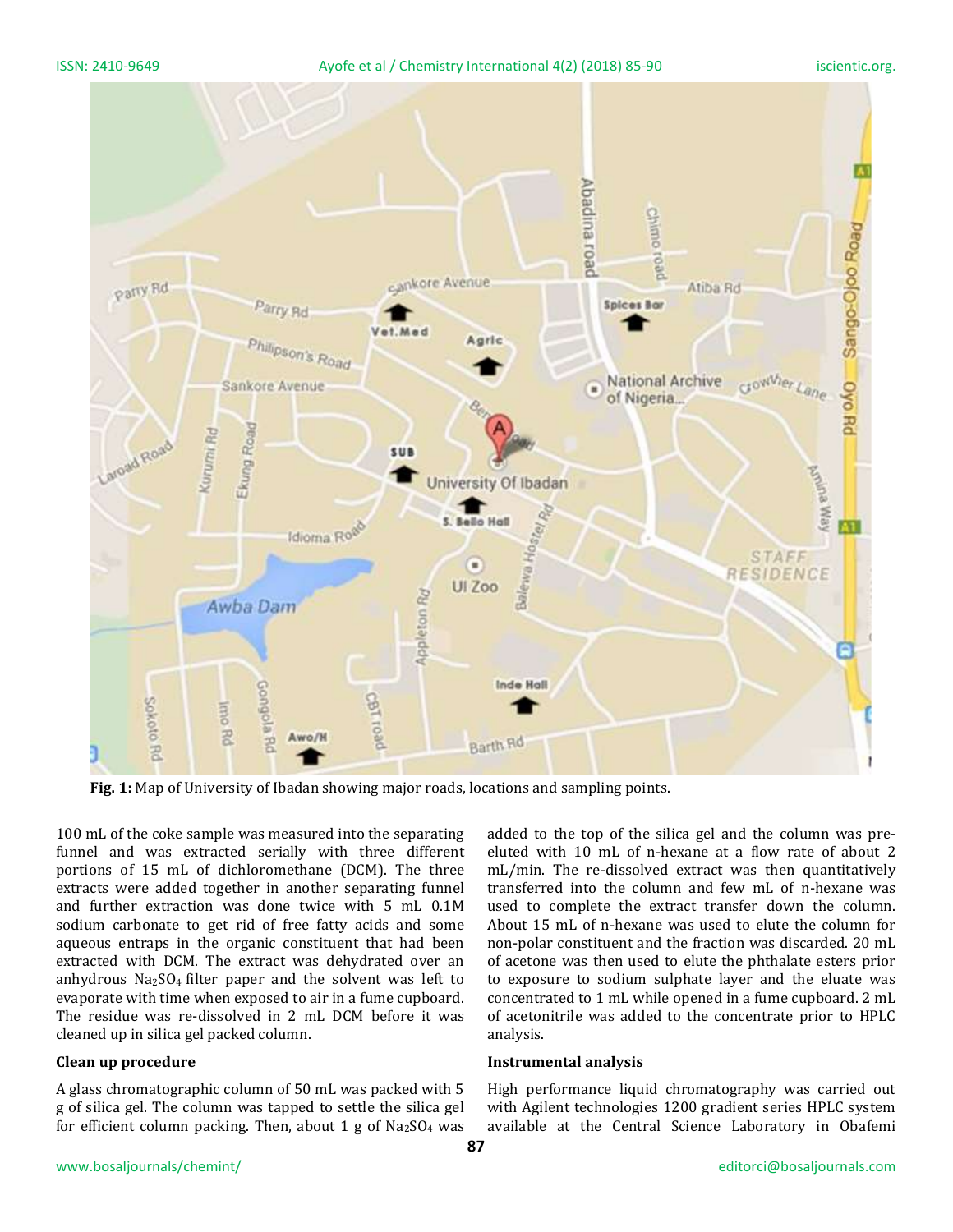**Fig. 1:** Map of University of Ibadan showing major roads, locations and sampling points.

100 mL of the coke sample was measured into the separating funnel and was extracted serially with three different portions of 15 mL of dichloromethane (DCM). The three extracts were added together in another separating funnel and further extraction was done twice with 5 mL 0.1M sodium carbonate to get rid of free fatty acids and some aqueous entraps in the organic constituent that had been extracted with DCM. The extract was dehydrated over an anhydrous $Na_2SO_4$ filter paper and the solvent was left to evaporate with time when exposed to air in a fume cupboard. The residue was re-dissolved in 2 mL DCM before it was cleaned up in silica gel packed column.

**Clean up procedure**

A glass chromatographic column of 50 mL was packed with 5 g of silica gel. The column was tapped to settle the silica gel for efficient column packing. Then, about 1 g of $Na_2SO_4$ was added to the top of the silica gel and the column was pre-eluted with 10 mL of n-hexane at a flow rate of about 2 mL/min. The re-dissolved extract was then quantitatively transferred into the column and few mL of n-hexane was used to complete the extract transfer down the column. About 15 mL of n-hexane was used to elute the column for non-polar constituent and the fraction was discarded. 20 mL of acetone was then used to elute the phthalate esters prior to exposure to sodium sulphate layer and the eluate was concentrated to 1 mL while opened in a fume cupboard. 2 mL of acetonitrile was added to the concentrate prior to HPLC analysis.

**Instrumental analysis**

High performance liquid chromatography was carried out with Agilent technologies 1200 gradient series HPLC system available at the Central Science Laboratory in Obafemi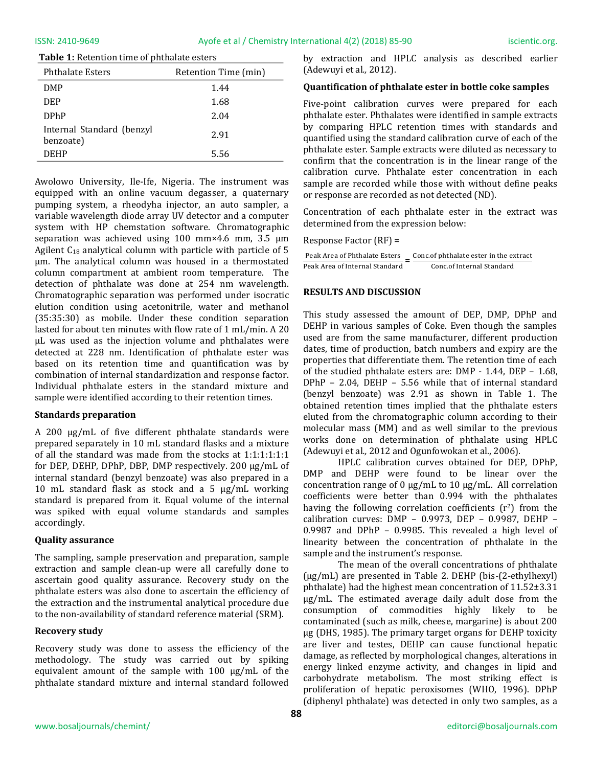**Table 1:** Retention time of phthalate esters

| Phthalate Esters | Retention Time (min) |
|---|---|
| DMP | 1.44 |
| DEP | 1.68 |
| DPhP | 2.04 |
| Internal Standard (benzyl benzoate) | 2.91 |
| DEHP | 5.56 |

Awolowo University, Ile-Ife, Nigeria. The instrument was equipped with an online vacuum degasser, a quaternary pumping system, a rheodyha injector, an auto sampler, a variable wavelength diode array UV detector and a computer system with HP chemstation software. Chromatographic separation was achieved using 100 mm×4.6 mm, 3.5 µm Agilent $C_{18}$ analytical column with particle with particle of 5 µm. The analytical column was housed in a thermostated column compartment at ambient room temperature. The detection of phthalate was done at 254 nm wavelength. Chromatographic separation was performed under isocratic elution condition using acetonitrile, water and methanol (35:35:30) as mobile. Under these condition separation lasted for about ten minutes with flow rate of 1 mL/min. A 20 µL was used as the injection volume and phthalates were detected at 228 nm. Identification of phthalate ester was based on its retention time and quantification was by combination of internal standardization and response factor. Individual phthalate esters in the standard mixture and sample were identified according to their retention times.

### Standards preparation

A 200 µg/mL of five different phthalate standards were prepared separately in 10 mL standard flasks and a mixture of all the standard was made from the stocks at 1:1:1:1:1:1 for DEP, DEHP, DPhP, DBP, DMP respectively. 200 µg/mL of internal standard (benzyl benzoate) was also prepared in a 10 mL standard flask as stock and a 5 µg/mL working standard is prepared from it. Equal volume of the internal was spiked with equal volume standards and samples accordingly.

### Quality assurance

The sampling, sample preservation and preparation, sample extraction and sample clean-up were all carefully done to ascertain good quality assurance. Recovery study on the phthalate esters was also done to ascertain the efficiency of the extraction and the instrumental analytical procedure due to the non-availability of standard reference material (SRM).

### Recovery study

Recovery study was done to assess the efficiency of the methodology. The study was carried out by spiking equivalent amount of the sample with 100 µg/mL of the phthalate standard mixture and internal standard followed by extraction and HPLC analysis as described earlier (Adewuyi et al., 2012).

### Quantification of phthalate ester in bottle coke samples

Five-point calibration curves were prepared for each phthalate ester. Phthalates were identified in sample extracts by comparing HPLC retention times with standards and quantified using the standard calibration curve of each of the phthalate ester. Sample extracts were diluted as necessary to confirm that the concentration is in the linear range of the calibration curve. Phthalate ester concentration in each sample are recorded while those with without define peaks or response are recorded as not detected (ND).

Concentration of each phthalate ester in the extract was determined from the expression below:

Response Factor (RF) =

$$\frac{\text{Peak Area of Phthalate Esters}}{\text{Peak Area of Internal Standard}} = \frac{\text{Conc.of phthalate ester in the extract}}{\text{Conc.of Internal Standard}}$$

## RESULTS AND DISCUSSION

This study assessed the amount of DEP, DMP, DPhP and DEHP in various samples of Coke. Even though the samples used are from the same manufacturer, different production dates, time of production, batch numbers and expiry are the properties that differentiate them. The retention time of each of the studied phthalate esters are: DMP - 1.44, DEP – 1.68, DPhP – 2.04, DEHP – 5.56 while that of internal standard (benzyl benzoate) was 2.91 as shown in Table 1. The obtained retention times implied that the phthalate esters eluted from the chromatographic column according to their molecular mass (MM) and as well similar to the previous works done on determination of phthalate using HPLC (Adewuyi et al., 2012 and Ogunfowokan et al., 2006).

HPLC calibration curves obtained for DEP, DPhP, DMP and DEHP were found to be linear over the concentration range of 0 µg/mL to 10 µg/mL. All correlation coefficients were better than 0.994 with the phthalates having the following correlation coefficients ($r^2$) from the calibration curves: DMP – 0.9973, DEP – 0.9987, DEHP – 0.9987 and DPhP – 0.9985. This revealed a high level of linearity between the concentration of phthalate in the sample and the instrument's response.

The mean of the overall concentrations of phthalate (µg/mL) are presented in Table 2. DEHP (bis-(2-ethylhexyl) phthalate) had the highest mean concentration of 11.52±3.31 µg/mL. The estimated average daily adult dose from the consumption of commodities highly likely to be contaminated (such as milk, cheese, margarine) is about 200 µg (DHS, 1985). The primary target organs for DEHP toxicity are liver and testes, DEHP can cause functional hepatic damage, as reflected by morphological changes, alterations in energy linked enzyme activity, and changes in lipid and carbohydrate metabolism. The most striking effect is proliferation of hepatic peroxisomes (WHO, 1996). DPhP (diphenyl phthalate) was detected in only two samples, as a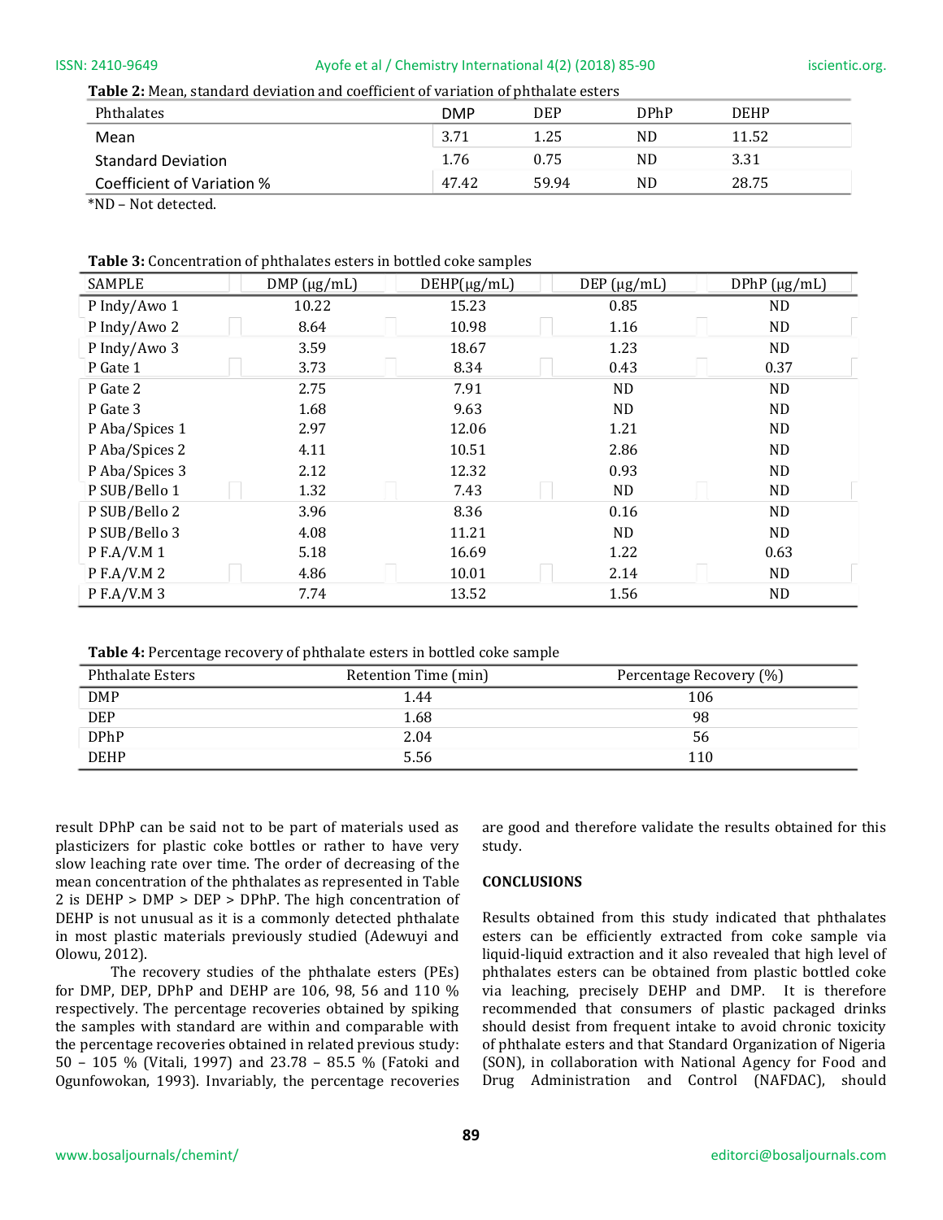**Table 2:** Mean, standard deviation and coefficient of variation of phthalate esters

| Phthalates | DMP | DEP | DPhP | DEHP |
|---|---|---|---|---|
| Mean | 3.71 | 1.25 | ND | 11.52 |
| Standard Deviation | 1.76 | 0.75 | ND | 3.31 |
| Coefficient of Variation % | 47.42 | 59.94 | ND | 28.75 |

*ND – Not detected.

**Table 3:** Concentration of phthalates esters in bottled coke samples

| SAMPLE | DMP (μg/mL) | DEHP(μg/mL) | DEP (μg/mL) | DPhP (μg/mL) |
|---|---|---|---|---|
| P Indy/Awo 1 | 10.22 | 15.23 | 0.85 | ND |
| P Indy/Awo 2 | 8.64 | 10.98 | 1.16 | ND |
| P Indy/Awo 3 | 3.59 | 18.67 | 1.23 | ND |
| P Gate 1 | 3.73 | 8.34 | 0.43 | 0.37 |
| P Gate 2 | 2.75 | 7.91 | ND | ND |
| P Gate 3 | 1.68 | 9.63 | ND | ND |
| P Aba/Spices 1 | 2.97 | 12.06 | 1.21 | ND |
| P Aba/Spices 2 | 4.11 | 10.51 | 2.86 | ND |
| P Aba/Spices 3 | 2.12 | 12.32 | 0.93 | ND |
| P SUB/Bello 1 | 1.32 | 7.43 | ND | ND |
| P SUB/Bello 2 | 3.96 | 8.36 | 0.16 | ND |
| P SUB/Bello 3 | 4.08 | 11.21 | ND | ND |
| P F.A/V.M 1 | 5.18 | 16.69 | 1.22 | 0.63 |
| P F.A/V.M 2 | 4.86 | 10.01 | 2.14 | ND |
| P F.A/V.M 3 | 7.74 | 13.52 | 1.56 | ND |

**Table 4:** Percentage recovery of phthalate esters in bottled coke sample

| Phthalate Esters | Retention Time (min) | Percentage Recovery (%) |
|---|---|---|
| DMP | 1.44 | 106 |
| DEP | 1.68 | 98 |
| DPhP | 2.04 | 56 |
| DEHP | 5.56 | 110 |

result DPhP can be said not to be part of materials used as plasticizers for plastic coke bottles or rather to have very slow leaching rate over time. The order of decreasing of the mean concentration of the phthalates as represented in Table 2 is DEHP > DMP > DEP > DPhP. The high concentration of DEHP is not unusual as it is a commonly detected phthalate in most plastic materials previously studied (Adewuyi and Olowu, 2012).

The recovery studies of the phthalate esters (PEs) for DMP, DEP, DPhP and DEHP are 106, 98, 56 and 110 % respectively. The percentage recoveries obtained by spiking the samples with standard are within and comparable with the percentage recoveries obtained in related previous study: 50 – 105 % (Vitali, 1997) and 23.78 – 85.5 % (Fatoki and Ogunfowokan, 1993). Invariably, the percentage recoveries are good and therefore validate the results obtained for this study.

## CONCLUSIONS

Results obtained from this study indicated that phthalates esters can be efficiently extracted from coke sample via liquid-liquid extraction and it also revealed that high level of phthalates esters can be obtained from plastic bottled coke via leaching, precisely DEHP and DMP. It is therefore recommended that consumers of plastic packaged drinks should desist from frequent intake to avoid chronic toxicity of phthalate esters and that Standard Organization of Nigeria (SON), in collaboration with National Agency for Food and Drug Administration and Control (NAFDAC), should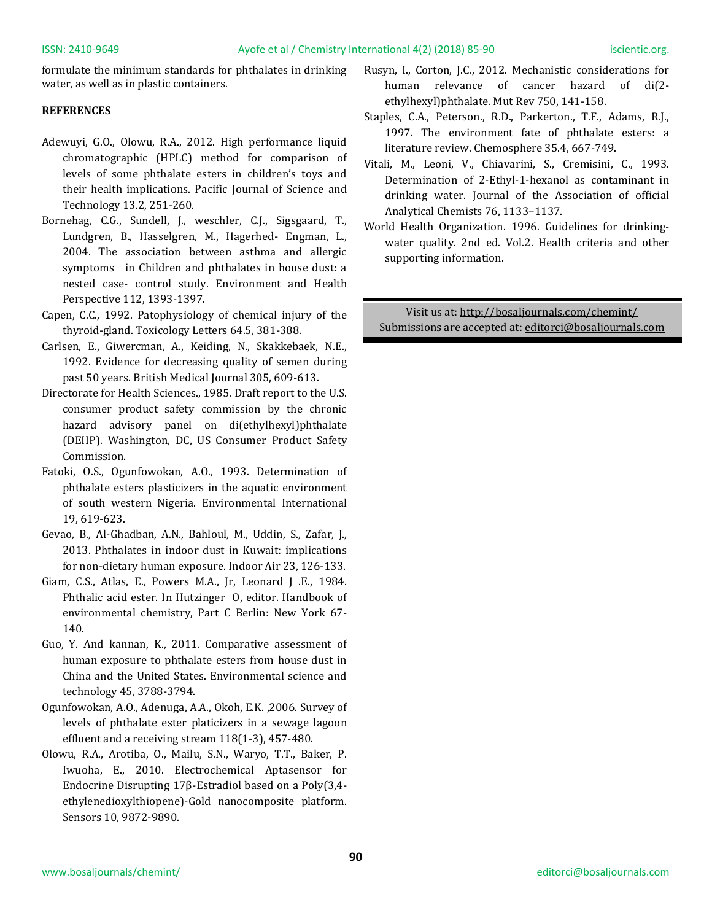formulate the minimum standards for phthalates in drinking water, as well as in plastic containers.

## REFERENCES

Adewuyi, G.O., Olowu, R.A., 2012. High performance liquid chromatographic (HPLC) method for comparison of levels of some phthalate esters in children's toys and their health implications. Pacific Journal of Science and Technology 13.2, 251-260.

Bornehag, C.G., Sundell, J., weschler, C.J., Sigsgaard, T., Lundgren, B., Hasselgren, M., Hagerhed- Engman, L., 2004. The association between asthma and allergic symptoms in Children and phthalates in house dust: a nested case- control study. Environment and Health Perspective 112, 1393-1397.

Capen, C.C., 1992. Patophysiology of chemical injury of the thyroid-gland. Toxicology Letters 64.5, 381-388.

Carlsen, E., Giwercman, A., Keiding, N., Skakkebaek, N.E., 1992. Evidence for decreasing quality of semen during past 50 years. British Medical Journal 305, 609-613.

Directorate for Health Sciences., 1985. Draft report to the U.S. consumer product safety commission by the chronic hazard advisory panel on di(ethylhexyl)phthalate (DEHP). Washington, DC, US Consumer Product Safety Commission.

Fatoki, O.S., Ogunfowokan, A.O., 1993. Determination of phthalate esters plasticizers in the aquatic environment of south western Nigeria. Environmental International 19, 619-623.

Gevao, B., Al-Ghadban, A.N., Bahloul, M., Uddin, S., Zafar, J., 2013. Phthalates in indoor dust in Kuwait: implications for non-dietary human exposure. Indoor Air 23, 126-133.

Giam, C.S., Atlas, E., Powers M.A., Jr, Leonard J .E., 1984. Phthalic acid ester. In Hutzinger O, editor. Handbook of environmental chemistry, Part C Berlin: New York 67-140.

Guo, Y. And kannan, K., 2011. Comparative assessment of human exposure to phthalate esters from house dust in China and the United States. Environmental science and technology 45, 3788-3794.

Ogunfowokan, A.O., Adenuga, A.A., Okoh, E.K. ,2006. Survey of levels of phthalate ester platicizers in a sewage lagoon effluent and a receiving stream 118(1-3), 457-480.

Olowu, R.A., Arotiba, O., Mailu, S.N., Waryo, T.T., Baker, P. Iwuoha, E., 2010. Electrochemical Aptasensor for Endocrine Disrupting 17β-Estradiol based on a Poly(3,4-ethylenedioxylthiopene)-Gold nanocomposite platform. Sensors 10, 9872-9890.

Rusyn, I., Corton, J.C., 2012. Mechanistic considerations for human relevance of cancer hazard of di(2-ethylhexyl)phthalate. Mut Rev 750, 141-158.

Staples, C.A., Peterson., R.D., Parkerton., T.F., Adams, R.J., 1997. The environment fate of phthalate esters: a literature review. Chemosphere 35.4, 667-749.

Vitali, M., Leoni, V., Chiavarini, S., Cremisini, C., 1993. Determination of 2-Ethyl-1-hexanol as contaminant in drinking water. Journal of the Association of official Analytical Chemists 76, 1133–1137.

World Health Organization. 1996. Guidelines for drinking-water quality. 2nd ed. Vol.2. Health criteria and other supporting information.

Visit us at: http://bosaljournals.com/chemint/
Submissions are accepted at: editorci@bosaljournals.com